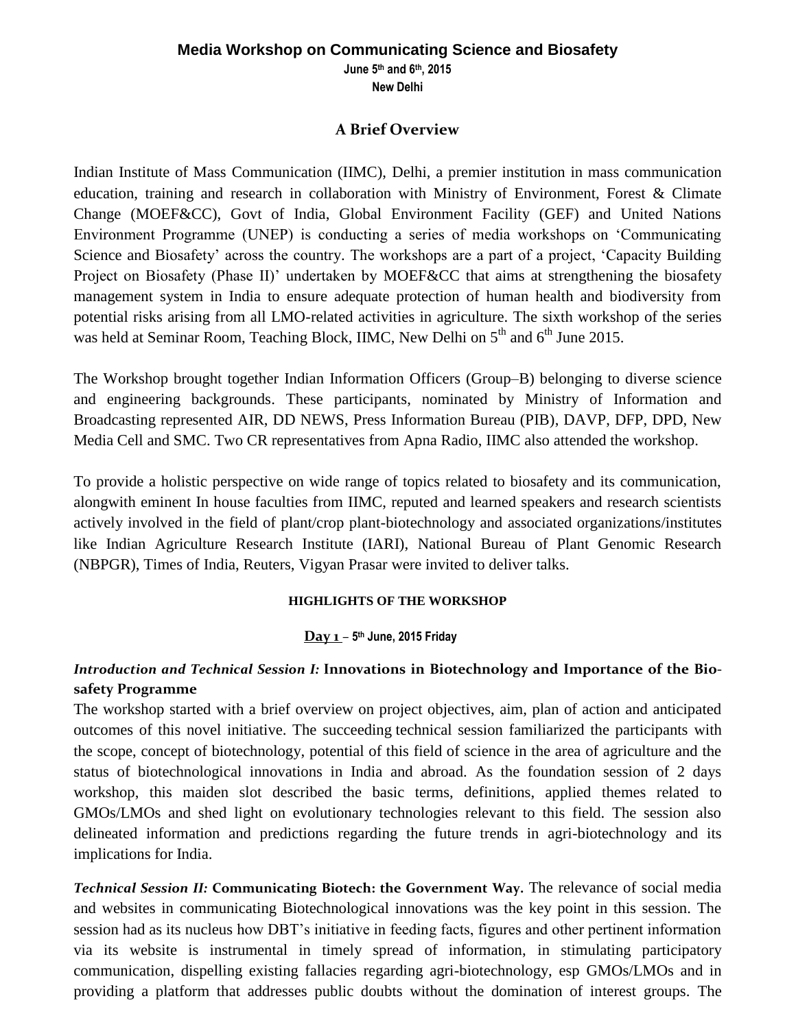# Media Workshop on Communicating Science and Biosafety

**June 5th and 6th, 2015**
**New Delhi**

## A Brief Overview

Indian Institute of Mass Communication (IIMC), Delhi, a premier institution in mass communication education, training and research in collaboration with Ministry of Environment, Forest & Climate Change (MOEF&CC), Govt of India, Global Environment Facility (GEF) and United Nations Environment Programme (UNEP) is conducting a series of media workshops on 'Communicating Science and Biosafety' across the country. The workshops are a part of a project, 'Capacity Building Project on Biosafety (Phase II)' undertaken by MOEF&CC that aims at strengthening the biosafety management system in India to ensure adequate protection of human health and biodiversity from potential risks arising from all LMO-related activities in agriculture. The sixth workshop of the series was held at Seminar Room, Teaching Block, IIMC, New Delhi on 5th and 6th June 2015.

The Workshop brought together Indian Information Officers (Group–B) belonging to diverse science and engineering backgrounds. These participants, nominated by Ministry of Information and Broadcasting represented AIR, DD NEWS, Press Information Bureau (PIB), DAVP, DFP, DPD, New Media Cell and SMC. Two CR representatives from Apna Radio, IIMC also attended the workshop.

To provide a holistic perspective on wide range of topics related to biosafety and its communication, alongwith eminent In house faculties from IIMC, reputed and learned speakers and research scientists actively involved in the field of plant/crop plant-biotechnology and associated organizations/institutes like Indian Agriculture Research Institute (IARI), National Bureau of Plant Genomic Research (NBPGR), Times of India, Reuters, Vigyan Prasar were invited to deliver talks.

### HIGHLIGHTS OF THE WORKSHOP

**Day 1 – 5th June, 2015 Friday**

***Introduction and Technical Session I:*** **Innovations in Biotechnology and Importance of the Bio-safety Programme**

The workshop started with a brief overview on project objectives, aim, plan of action and anticipated outcomes of this novel initiative. The succeeding technical session familiarized the participants with the scope, concept of biotechnology, potential of this field of science in the area of agriculture and the status of biotechnological innovations in India and abroad. As the foundation session of 2 days workshop, this maiden slot described the basic terms, definitions, applied themes related to GMOs/LMOs and shed light on evolutionary technologies relevant to this field. The session also delineated information and predictions regarding the future trends in agri-biotechnology and its implications for India.

***Technical Session II:*** **Communicating Biotech: the Government Way.** The relevance of social media and websites in communicating Biotechnological innovations was the key point in this session. The session had as its nucleus how DBT's initiative in feeding facts, figures and other pertinent information via its website is instrumental in timely spread of information, in stimulating participatory communication, dispelling existing fallacies regarding agri-biotechnology, esp GMOs/LMOs and in providing a platform that addresses public doubts without the domination of interest groups. The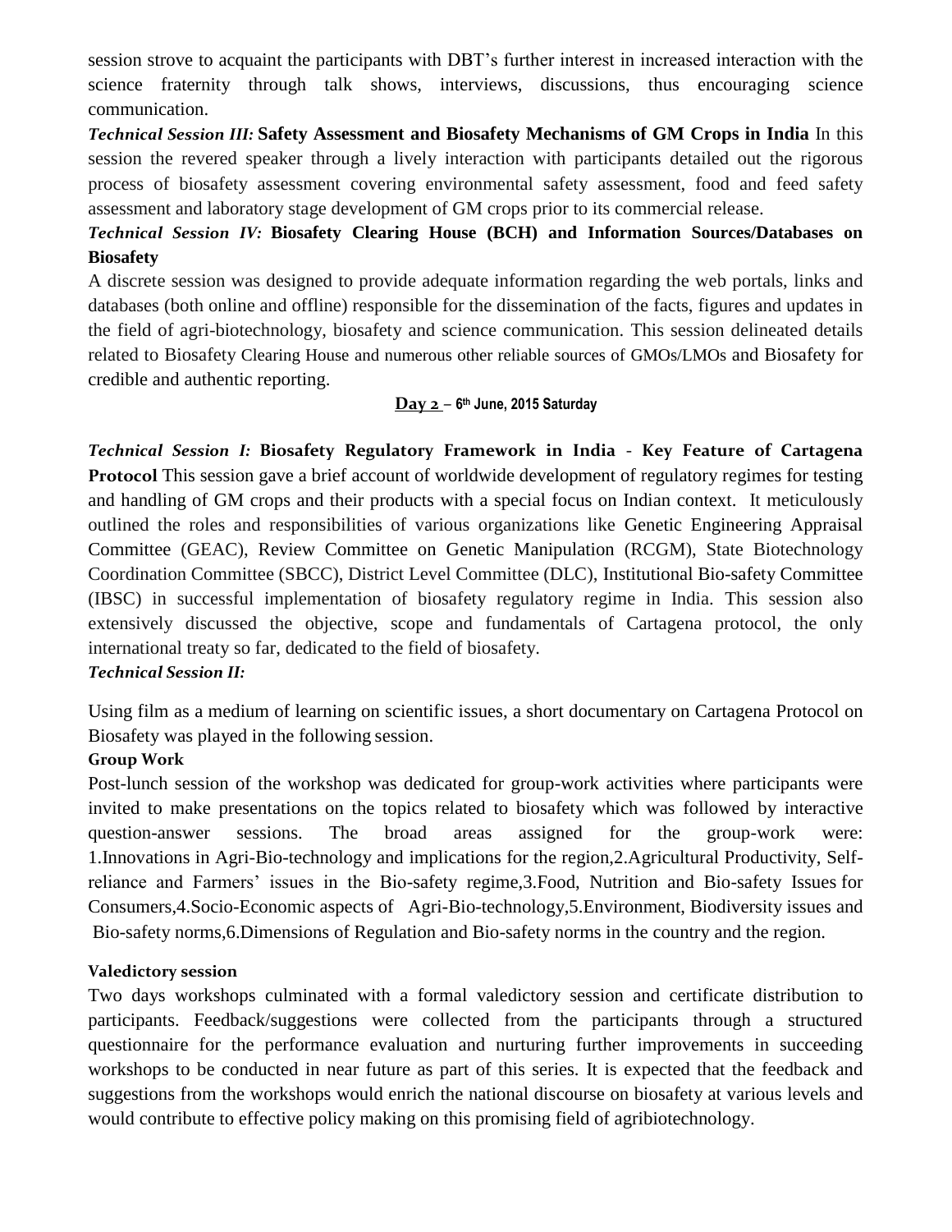session strove to acquaint the participants with DBT's further interest in increased interaction with the science fraternity through talk shows, interviews, discussions, thus encouraging science communication.

***Technical Session III:*** **Safety Assessment and Biosafety Mechanisms of GM Crops in India** In this session the revered speaker through a lively interaction with participants detailed out the rigorous process of biosafety assessment covering environmental safety assessment, food and feed safety assessment and laboratory stage development of GM crops prior to its commercial release.

***Technical Session IV:*** **Biosafety Clearing House (BCH) and Information Sources/Databases on Biosafety**

A discrete session was designed to provide adequate information regarding the web portals, links and databases (both online and offline) responsible for the dissemination of the facts, figures and updates in the field of agri-biotechnology, biosafety and science communication. This session delineated details related to Biosafety Clearing House and numerous other reliable sources of GMOs/LMOs and Biosafety for credible and authentic reporting.

**Day 2 – 6th June, 2015 Saturday**

***Technical Session I:*** **Biosafety Regulatory Framework in India - Key Feature of Cartagena Protocol** This session gave a brief account of worldwide development of regulatory regimes for testing and handling of GM crops and their products with a special focus on Indian context. It meticulously outlined the roles and responsibilities of various organizations like Genetic Engineering Appraisal Committee (GEAC), Review Committee on Genetic Manipulation (RCGM), State Biotechnology Coordination Committee (SBCC), District Level Committee (DLC), Institutional Bio-safety Committee (IBSC) in successful implementation of biosafety regulatory regime in India. This session also extensively discussed the objective, scope and fundamentals of Cartagena protocol, the only international treaty so far, dedicated to the field of biosafety.

***Technical Session II:***

Using film as a medium of learning on scientific issues, a short documentary on Cartagena Protocol on Biosafety was played in the following session.

**Group Work**

Post-lunch session of the workshop was dedicated for group-work activities where participants were invited to make presentations on the topics related to biosafety which was followed by interactive question-answer sessions. The broad areas assigned for the group-work were: 1.Innovations in Agri-Bio-technology and implications for the region,2.Agricultural Productivity, Self-reliance and Farmers' issues in the Bio-safety regime,3.Food, Nutrition and Bio-safety Issues for Consumers,4.Socio-Economic aspects of Agri-Bio-technology,5.Environment, Biodiversity issues and Bio-safety norms,6.Dimensions of Regulation and Bio-safety norms in the country and the region.

**Valedictory session**

Two days workshops culminated with a formal valedictory session and certificate distribution to participants. Feedback/suggestions were collected from the participants through a structured questionnaire for the performance evaluation and nurturing further improvements in succeeding workshops to be conducted in near future as part of this series. It is expected that the feedback and suggestions from the workshops would enrich the national discourse on biosafety at various levels and would contribute to effective policy making on this promising field of agribiotechnology.